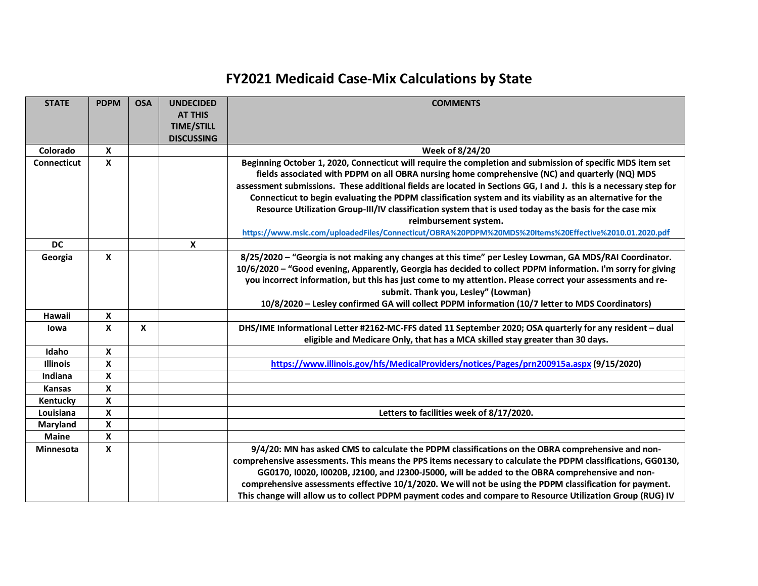# FY2021 Medicaid Case-Mix Calculations by State

| STATE | PDPM | OSA | UNDECIDED AT THIS TIME/STILL DISCUSSING | COMMENTS |
|---|---|---|---|---|
| Colorado | X | | | Week of 8/24/20 |
| Connecticut | X | | | Beginning October 1, 2020, Connecticut will require the completion and submission of specific MDS item set fields associated with PDPM on all OBRA nursing home comprehensive (NC) and quarterly (NQ) MDS assessment submissions. These additional fields are located in Sections GG, I and J. this is a necessary step for Connecticut to begin evaluating the PDPM classification system and its viability as an alternative for the Resource Utilization Group-III/IV classification system that is used today as the basis for the case mix reimbursement system. https://www.mslc.com/uploadedFiles/Connecticut/OBRA%20PDPM%20MDS%20Items%20Effective%2010.01.2020.pdf |
| DC | | | X | |
| Georgia | X | | | 8/25/2020 – "Georgia is not making any changes at this time" per Lesley Lowman, GA MDS/RAI Coordinator. 10/6/2020 – "Good evening, Apparently, Georgia has decided to collect PDPM information. I'm sorry for giving you incorrect information, but this has just come to my attention. Please correct your assessments and re-submit. Thank you, Lesley" (Lowman) 10/8/2020 – Lesley confirmed GA will collect PDPM information (10/7 letter to MDS Coordinators) |
| Hawaii | X | | | |
| Iowa | X | X | | DHS/IME Informational Letter #2162-MC-FFS dated 11 September 2020; OSA quarterly for any resident – dual eligible and Medicare Only, that has a MCA skilled stay greater than 30 days. |
| Idaho | X | | | |
| Illinois | X | | | https://www.illinois.gov/hfs/MedicalProviders/notices/Pages/prn200915a.aspx (9/15/2020) |
| Indiana | X | | | |
| Kansas | X | | | |
| Kentucky | X | | | |
| Louisiana | X | | | Letters to facilities week of 8/17/2020. |
| Maryland | X | | | |
| Maine | X | | | |
| Minnesota | X | | | 9/4/20: MN has asked CMS to calculate the PDPM classifications on the OBRA comprehensive and non-comprehensive assessments. This means the PPS items necessary to calculate the PDPM classifications, GG0130, GG0170, I0020, I0020B, J2100, and J2300-J5000, will be added to the OBRA comprehensive and non-comprehensive assessments effective 10/1/2020. We will not be using the PDPM classification for payment. This change will allow us to collect PDPM payment codes and compare to Resource Utilization Group (RUG) IV |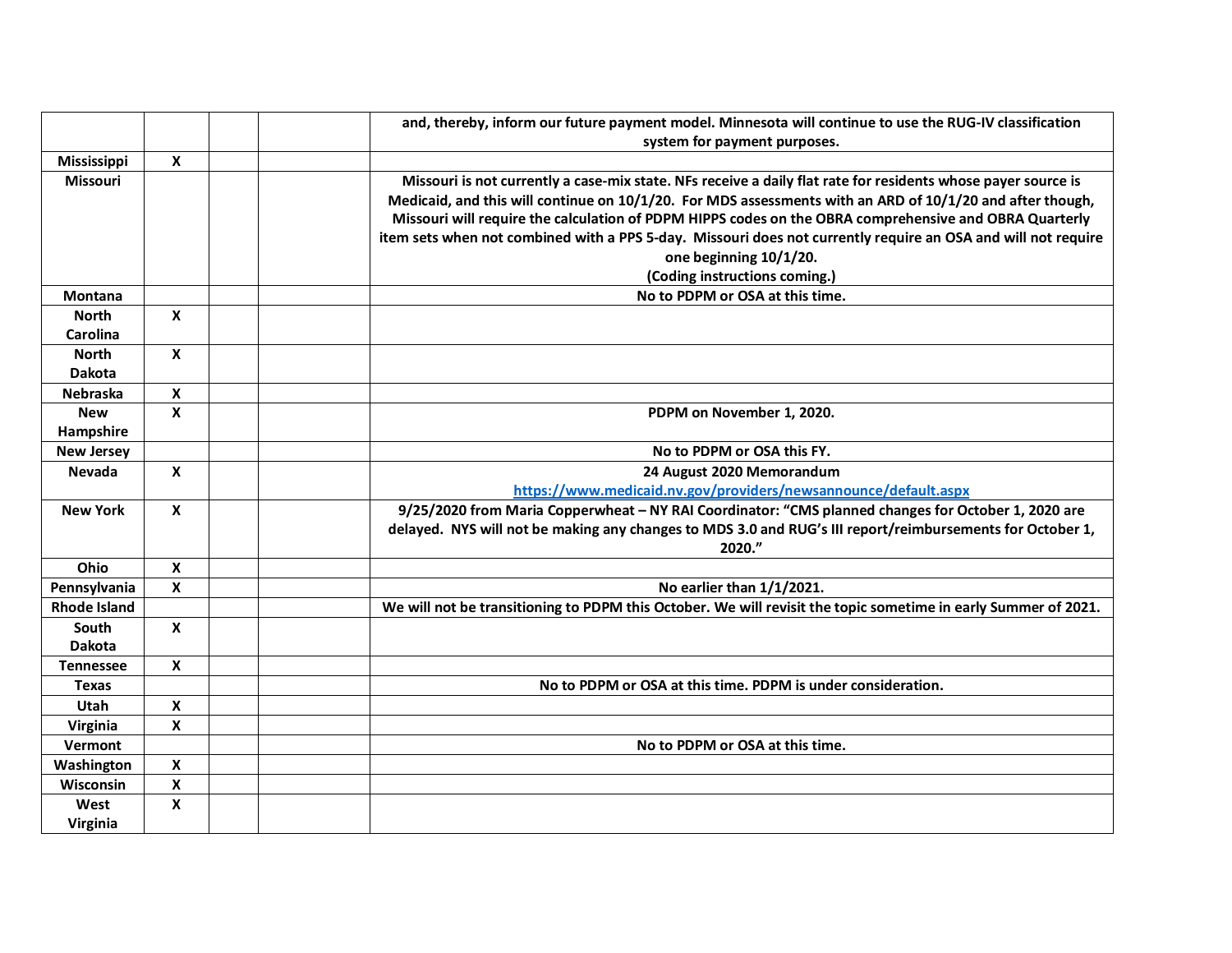| | | | | |
|---|---|---|---|---|
| | | | | and, thereby, inform our future payment model. Minnesota will continue to use the RUG-IV classification system for payment purposes. |
| Mississippi | X | | | |
| Missouri | | | | Missouri is not currently a case-mix state. NFs receive a daily flat rate for residents whose payer source is Medicaid, and this will continue on 10/1/20. For MDS assessments with an ARD of 10/1/20 and after though, Missouri will require the calculation of PDPM HIPPS codes on the OBRA comprehensive and OBRA Quarterly item sets when not combined with a PPS 5-day. Missouri does not currently require an OSA and will not require one beginning 10/1/20. (Coding instructions coming.) |
| Montana | | | | No to PDPM or OSA at this time. |
| North Carolina | X | | | |
| North Dakota | X | | | |
| Nebraska | X | | | |
| New Hampshire | X | | | PDPM on November 1, 2020. |
| New Jersey | | | | No to PDPM or OSA this FY. |
| Nevada | X | | | 24 August 2020 Memorandum https://www.medicaid.nv.gov/providers/newsannounce/default.aspx |
| New York | X | | | 9/25/2020 from Maria Copperwheat – NY RAI Coordinator: "CMS planned changes for October 1, 2020 are delayed. NYS will not be making any changes to MDS 3.0 and RUG's III report/reimbursements for October 1, 2020." |
| Ohio | X | | | |
| Pennsylvania | X | | | No earlier than 1/1/2021. |
| Rhode Island | | | | We will not be transitioning to PDPM this October. We will revisit the topic sometime in early Summer of 2021. |
| South Dakota | X | | | |
| Tennessee | X | | | |
| Texas | | | | No to PDPM or OSA at this time. PDPM is under consideration. |
| Utah | X | | | |
| Virginia | X | | | |
| Vermont | | | | No to PDPM or OSA at this time. |
| Washington | X | | | |
| Wisconsin | X | | | |
| West Virginia | X | | | |